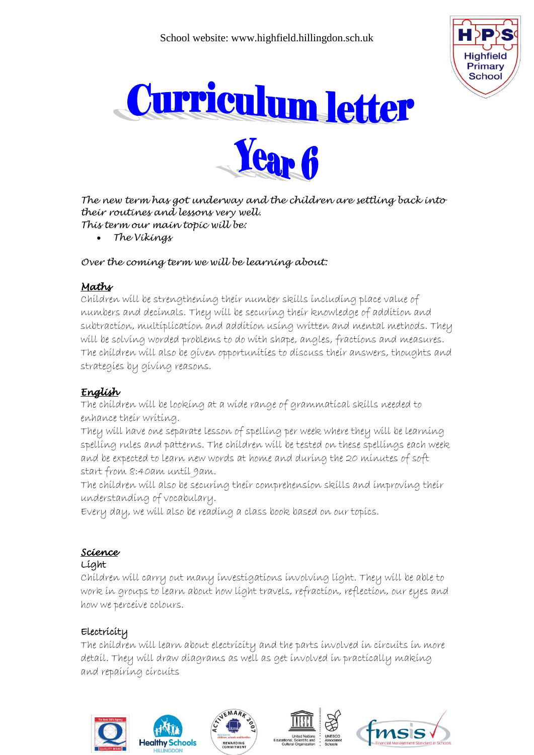School website: www.highfield.hillingdon.sch.uk

# Curriculum letter

# Year 6

*The new term has got underway and the children are settling back into their routines and lessons very well.*
*This term our main topic will be:*

- *The Vikings*

*Over the coming term we will be learning about:*

## ***Maths***

Children will be strengthening their number skills including place value of numbers and decimals. They will be securing their knowledge of addition and subtraction, multiplication and addition using written and mental methods. They will be solving worded problems to do with shape, angles, fractions and measures. The children will also be given opportunities to discuss their answers, thoughts and strategies by giving reasons.

## ***English***

The children will be looking at a wide range of grammatical skills needed to enhance their writing.
They will have one separate lesson of spelling per week where they will be learning spelling rules and patterns. The children will be tested on these spellings each week and be expected to learn new words at home and during the 20 minutes of soft start from 8:40am until 9am.
The children will also be securing their comprehension skills and improving their understanding of vocabulary.
Every day, we will also be reading a class book based on our topics.

## ***Science***

### Light

Children will carry out many investigations involving light. They will be able to work in groups to learn about how light travels, refraction, reflection, our eyes and how we perceive colours.

### Electricity

The children will learn about electricity and the parts involved in circuits in more detail. They will draw diagrams as well as get involved in practically making and repairing circuits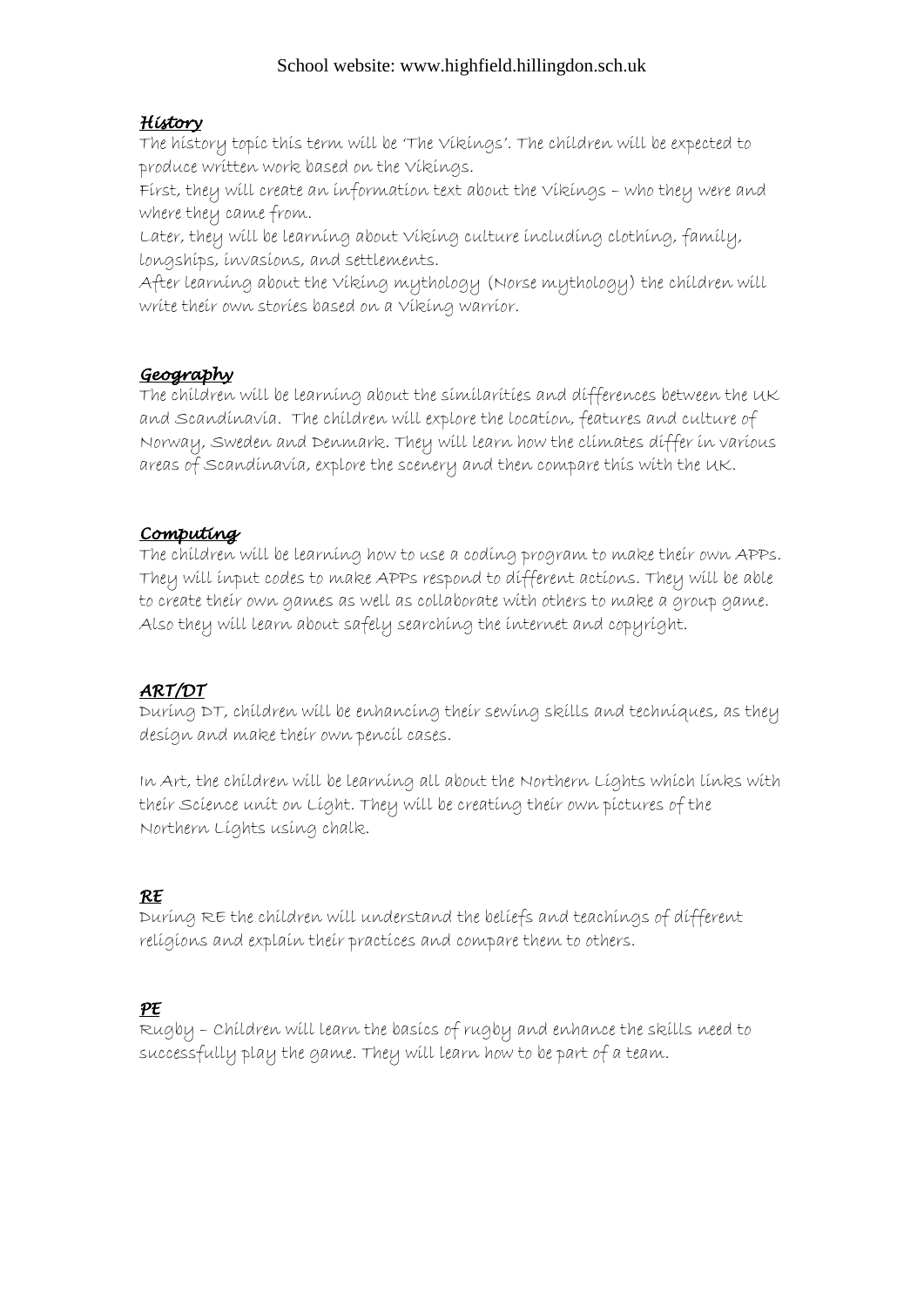School website: www.highfield.hillingdon.sch.uk

## *History*

The history topic this term will be 'The Vikings'. The children will be expected to produce written work based on the Vikings.
First, they will create an information text about the Vikings – who they were and where they came from.
Later, they will be learning about Viking culture including clothing, family, longships, invasions, and settlements.
After learning about the Viking mythology (Norse mythology) the children will write their own stories based on a Viking warrior.

## *Geography*

The children will be learning about the similarities and differences between the UK and Scandinavia. The children will explore the location, features and culture of Norway, Sweden and Denmark. They will learn how the climates differ in various areas of Scandinavia, explore the scenery and then compare this with the UK.

## *Computing*

The children will be learning how to use a coding program to make their own APPs. They will input codes to make APPs respond to different actions. They will be able to create their own games as well as collaborate with others to make a group game. Also they will learn about safely searching the internet and copyright.

## *ART/DT*

During DT, children will be enhancing their sewing skills and techniques, as they design and make their own pencil cases.

In Art, the children will be learning all about the Northern Lights which links with their Science unit on Light. They will be creating their own pictures of the Northern Lights using chalk.

## *RE*

During RE the children will understand the beliefs and teachings of different religions and explain their practices and compare them to others.

## *PE*

Rugby – Children will learn the basics of rugby and enhance the skills need to successfully play the game. They will learn how to be part of a team.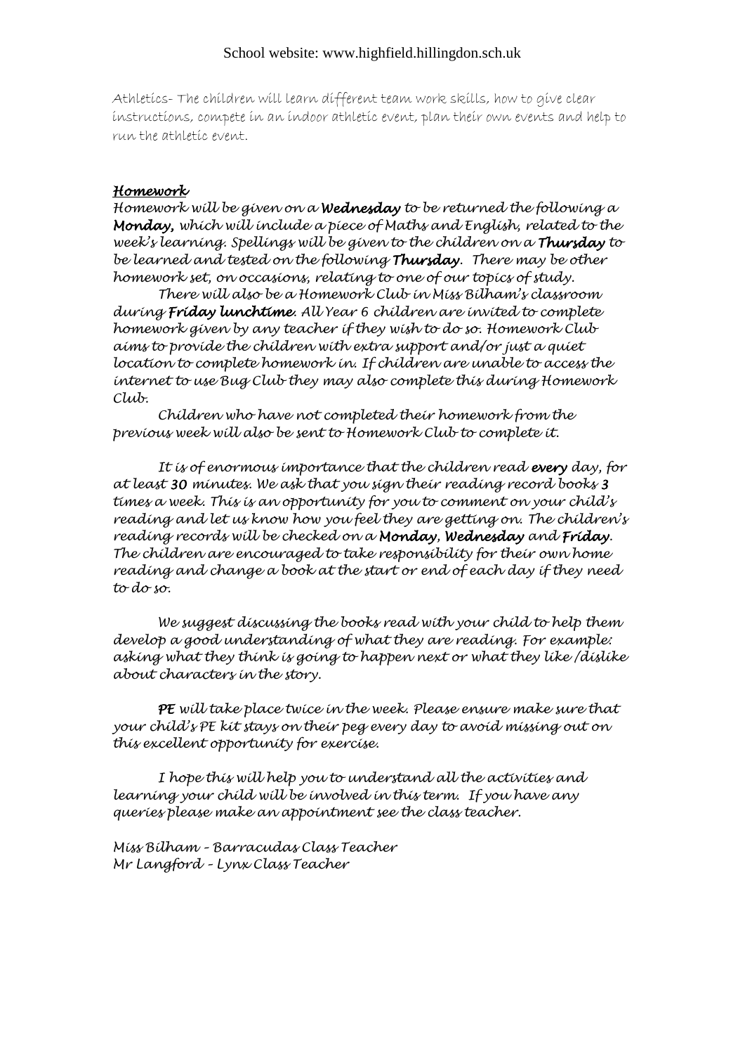Athletics- The children will learn different team work skills, how to give clear instructions, compete in an indoor athletic event, plan their own events and help to run the athletic event.

***Homework***

*Homework will be given on a **Wednesday** to be returned the following a **Monday,** which will include a piece of Maths and English, related to the week's learning. Spellings will be given to the children on a **Thursday** to be learned and tested on the following **Thursday**. There may be other homework set, on occasions, relating to one of our topics of study.*

*There will also be a Homework Club in Miss Bilham's classroom during **Friday lunchtime**. All Year 6 children are invited to complete homework given by any teacher if they wish to do so. Homework Club aims to provide the children with extra support and/or just a quiet location to complete homework in. If children are unable to access the internet to use Bug Club they may also complete this during Homework Club.*

*Children who have not completed their homework from the previous week will also be sent to Homework Club to complete it.*

*It is of enormous importance that the children read **every** day, for at least **30** minutes. We ask that you sign their reading record books **3** times a week. This is an opportunity for you to comment on your child's reading and let us know how you feel they are getting on. The children's reading records will be checked on a **Monday**, **Wednesday** and **Friday**. The children are encouraged to take responsibility for their own home reading and change a book at the start or end of each day if they need to do so.*

*We suggest discussing the books read with your child to help them develop a good understanding of what they are reading. For example: asking what they think is going to happen next or what they like /dislike about characters in the story.*

***PE** will take place twice in the week. Please ensure make sure that your child's PE kit stays on their peg every day to avoid missing out on this excellent opportunity for exercise.*

*I hope this will help you to understand all the activities and learning your child will be involved in this term. If you have any queries please make an appointment see the class teacher.*

*Miss Bilham – Barracudas Class Teacher*
*Mr Langford – Lynx Class Teacher*